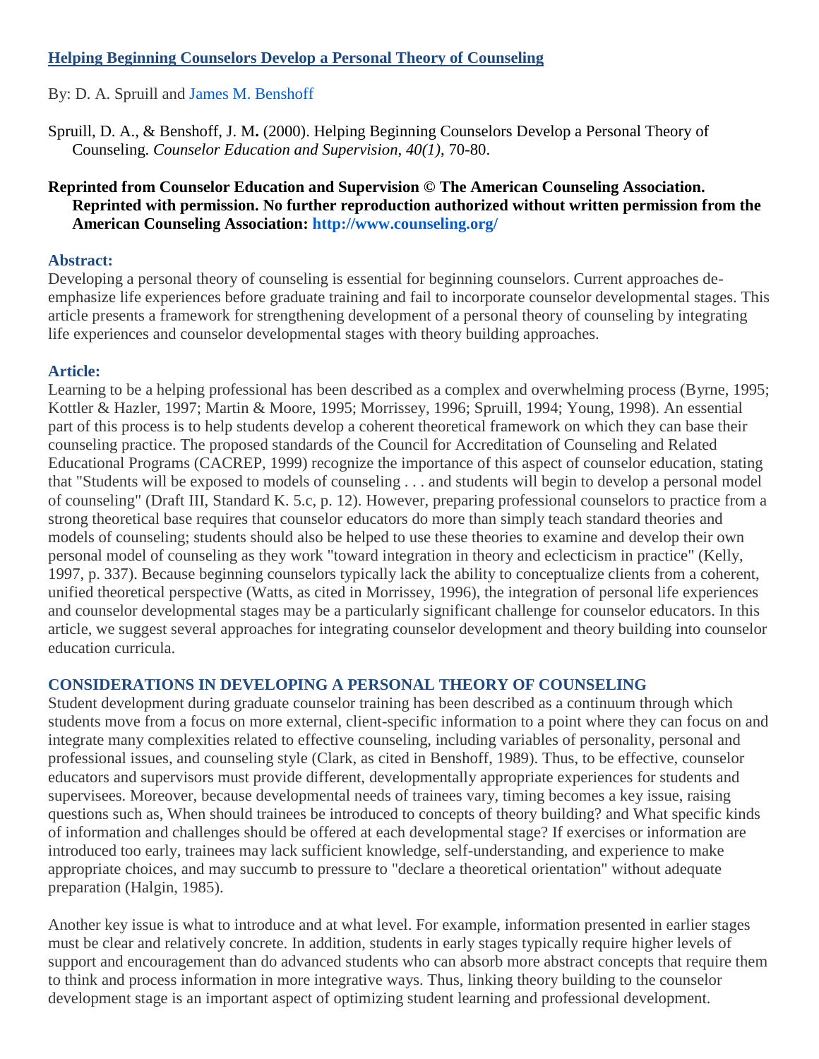# Helping Beginning Counselors Develop a Personal Theory of Counseling

By: D. A. Spruill and James M. Benshoff

Spruill, D. A., & Benshoff, J. M. (2000). Helping Beginning Counselors Develop a Personal Theory of Counseling. *Counselor Education and Supervision, 40(1)*, 70-80.

**Reprinted from Counselor Education and Supervision © The American Counseling Association. Reprinted with permission. No further reproduction authorized without written permission from the American Counseling Association: http://www.counseling.org/**

## Abstract:

Developing a personal theory of counseling is essential for beginning counselors. Current approaches de-emphasize life experiences before graduate training and fail to incorporate counselor developmental stages. This article presents a framework for strengthening development of a personal theory of counseling by integrating life experiences and counselor developmental stages with theory building approaches.

## Article:

Learning to be a helping professional has been described as a complex and overwhelming process (Byrne, 1995; Kottler & Hazler, 1997; Martin & Moore, 1995; Morrissey, 1996; Spruill, 1994; Young, 1998). An essential part of this process is to help students develop a coherent theoretical framework on which they can base their counseling practice. The proposed standards of the Council for Accreditation of Counseling and Related Educational Programs (CACREP, 1999) recognize the importance of this aspect of counselor education, stating that "Students will be exposed to models of counseling . . . and students will begin to develop a personal model of counseling" (Draft III, Standard K. 5.c, p. 12). However, preparing professional counselors to practice from a strong theoretical base requires that counselor educators do more than simply teach standard theories and models of counseling; students should also be helped to use these theories to examine and develop their own personal model of counseling as they work "toward integration in theory and eclecticism in practice" (Kelly, 1997, p. 337). Because beginning counselors typically lack the ability to conceptualize clients from a coherent, unified theoretical perspective (Watts, as cited in Morrissey, 1996), the integration of personal life experiences and counselor developmental stages may be a particularly significant challenge for counselor educators. In this article, we suggest several approaches for integrating counselor development and theory building into counselor education curricula.

## CONSIDERATIONS IN DEVELOPING A PERSONAL THEORY OF COUNSELING

Student development during graduate counselor training has been described as a continuum through which students move from a focus on more external, client-specific information to a point where they can focus on and integrate many complexities related to effective counseling, including variables of personality, personal and professional issues, and counseling style (Clark, as cited in Benshoff, 1989). Thus, to be effective, counselor educators and supervisors must provide different, developmentally appropriate experiences for students and supervisees. Moreover, because developmental needs of trainees vary, timing becomes a key issue, raising questions such as, When should trainees be introduced to concepts of theory building? and What specific kinds of information and challenges should be offered at each developmental stage? If exercises or information are introduced too early, trainees may lack sufficient knowledge, self-understanding, and experience to make appropriate choices, and may succumb to pressure to "declare a theoretical orientation" without adequate preparation (Halgin, 1985).

Another key issue is what to introduce and at what level. For example, information presented in earlier stages must be clear and relatively concrete. In addition, students in early stages typically require higher levels of support and encouragement than do advanced students who can absorb more abstract concepts that require them to think and process information in more integrative ways. Thus, linking theory building to the counselor development stage is an important aspect of optimizing student learning and professional development.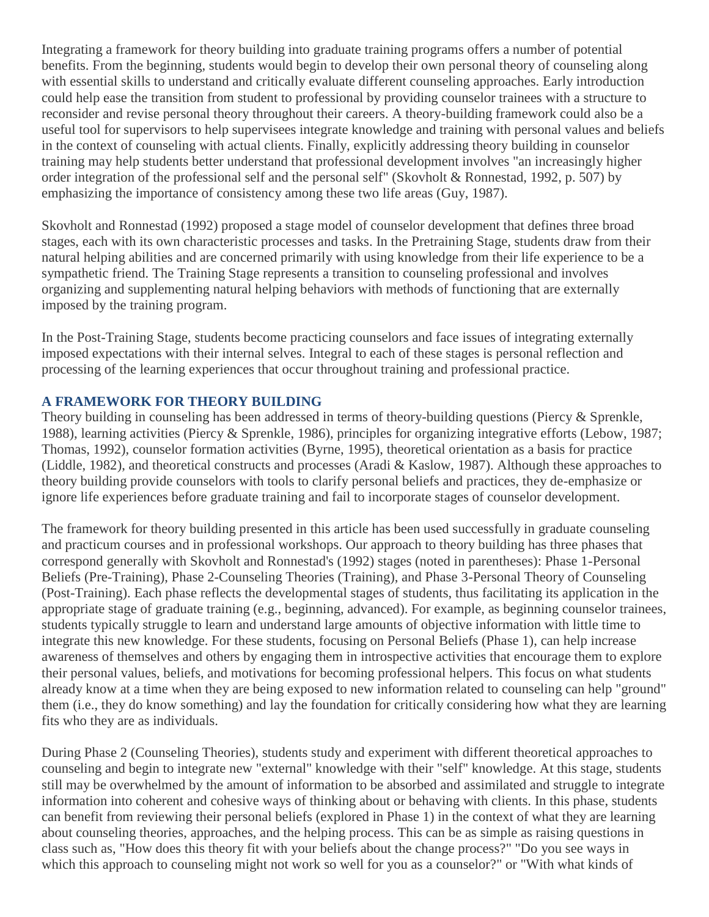Integrating a framework for theory building into graduate training programs offers a number of potential benefits. From the beginning, students would begin to develop their own personal theory of counseling along with essential skills to understand and critically evaluate different counseling approaches. Early introduction could help ease the transition from student to professional by providing counselor trainees with a structure to reconsider and revise personal theory throughout their careers. A theory-building framework could also be a useful tool for supervisors to help supervisees integrate knowledge and training with personal values and beliefs in the context of counseling with actual clients. Finally, explicitly addressing theory building in counselor training may help students better understand that professional development involves "an increasingly higher order integration of the professional self and the personal self" (Skovholt & Ronnestad, 1992, p. 507) by emphasizing the importance of consistency among these two life areas (Guy, 1987).

Skovholt and Ronnestad (1992) proposed a stage model of counselor development that defines three broad stages, each with its own characteristic processes and tasks. In the Pretraining Stage, students draw from their natural helping abilities and are concerned primarily with using knowledge from their life experience to be a sympathetic friend. The Training Stage represents a transition to counseling professional and involves organizing and supplementing natural helping behaviors with methods of functioning that are externally imposed by the training program.

In the Post-Training Stage, students become practicing counselors and face issues of integrating externally imposed expectations with their internal selves. Integral to each of these stages is personal reflection and processing of the learning experiences that occur throughout training and professional practice.

## A FRAMEWORK FOR THEORY BUILDING

Theory building in counseling has been addressed in terms of theory-building questions (Piercy & Sprenkle, 1988), learning activities (Piercy & Sprenkle, 1986), principles for organizing integrative efforts (Lebow, 1987; Thomas, 1992), counselor formation activities (Byrne, 1995), theoretical orientation as a basis for practice (Liddle, 1982), and theoretical constructs and processes (Aradi & Kaslow, 1987). Although these approaches to theory building provide counselors with tools to clarify personal beliefs and practices, they de-emphasize or ignore life experiences before graduate training and fail to incorporate stages of counselor development.

The framework for theory building presented in this article has been used successfully in graduate counseling and practicum courses and in professional workshops. Our approach to theory building has three phases that correspond generally with Skovholt and Ronnestad's (1992) stages (noted in parentheses): Phase 1-Personal Beliefs (Pre-Training), Phase 2-Counseling Theories (Training), and Phase 3-Personal Theory of Counseling (Post-Training). Each phase reflects the developmental stages of students, thus facilitating its application in the appropriate stage of graduate training (e.g., beginning, advanced). For example, as beginning counselor trainees, students typically struggle to learn and understand large amounts of objective information with little time to integrate this new knowledge. For these students, focusing on Personal Beliefs (Phase 1), can help increase awareness of themselves and others by engaging them in introspective activities that encourage them to explore their personal values, beliefs, and motivations for becoming professional helpers. This focus on what students already know at a time when they are being exposed to new information related to counseling can help "ground" them (i.e., they do know something) and lay the foundation for critically considering how what they are learning fits who they are as individuals.

During Phase 2 (Counseling Theories), students study and experiment with different theoretical approaches to counseling and begin to integrate new "external" knowledge with their "self" knowledge. At this stage, students still may be overwhelmed by the amount of information to be absorbed and assimilated and struggle to integrate information into coherent and cohesive ways of thinking about or behaving with clients. In this phase, students can benefit from reviewing their personal beliefs (explored in Phase 1) in the context of what they are learning about counseling theories, approaches, and the helping process. This can be as simple as raising questions in class such as, "How does this theory fit with your beliefs about the change process?" "Do you see ways in which this approach to counseling might not work so well for you as a counselor?" or "With what kinds of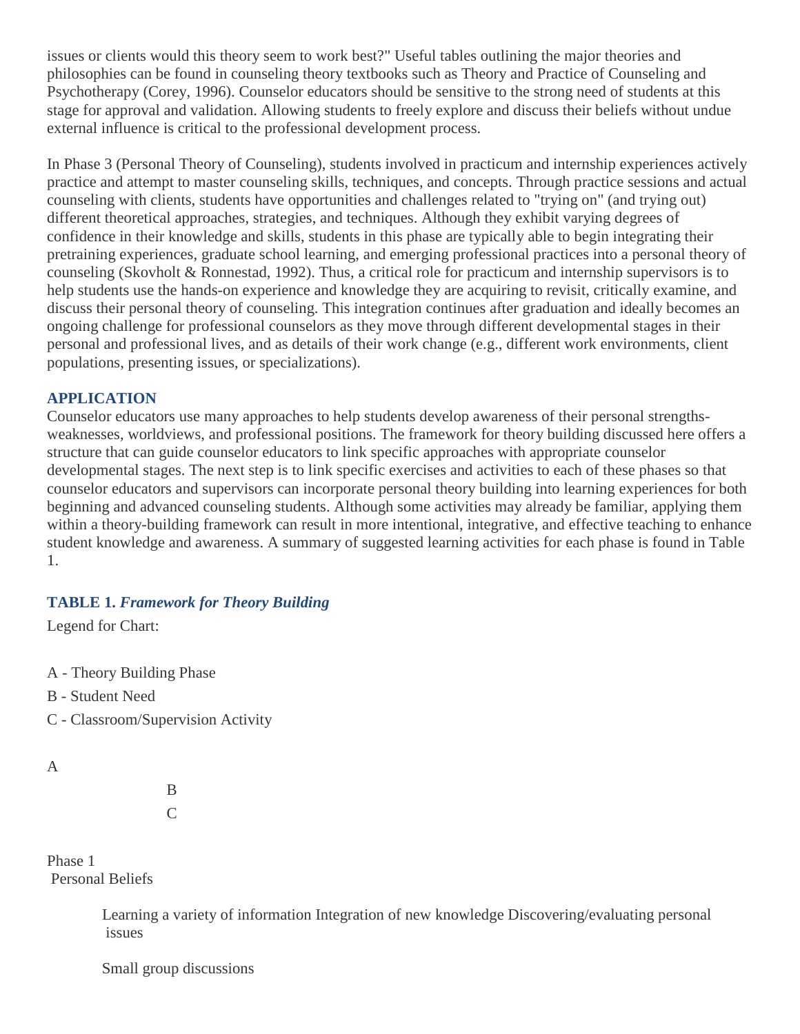issues or clients would this theory seem to work best?" Useful tables outlining the major theories and philosophies can be found in counseling theory textbooks such as Theory and Practice of Counseling and Psychotherapy (Corey, 1996). Counselor educators should be sensitive to the strong need of students at this stage for approval and validation. Allowing students to freely explore and discuss their beliefs without undue external influence is critical to the professional development process.

In Phase 3 (Personal Theory of Counseling), students involved in practicum and internship experiences actively practice and attempt to master counseling skills, techniques, and concepts. Through practice sessions and actual counseling with clients, students have opportunities and challenges related to "trying on" (and trying out) different theoretical approaches, strategies, and techniques. Although they exhibit varying degrees of confidence in their knowledge and skills, students in this phase are typically able to begin integrating their pretraining experiences, graduate school learning, and emerging professional practices into a personal theory of counseling (Skovholt & Ronnestad, 1992). Thus, a critical role for practicum and internship supervisors is to help students use the hands-on experience and knowledge they are acquiring to revisit, critically examine, and discuss their personal theory of counseling. This integration continues after graduation and ideally becomes an ongoing challenge for professional counselors as they move through different developmental stages in their personal and professional lives, and as details of their work change (e.g., different work environments, client populations, presenting issues, or specializations).

## APPLICATION

Counselor educators use many approaches to help students develop awareness of their personal strengths-weaknesses, worldviews, and professional positions. The framework for theory building discussed here offers a structure that can guide counselor educators to link specific approaches with appropriate counselor developmental stages. The next step is to link specific exercises and activities to each of these phases so that counselor educators and supervisors can incorporate personal theory building into learning experiences for both beginning and advanced counseling students. Although some activities may already be familiar, applying them within a theory-building framework can result in more intentional, integrative, and effective teaching to enhance student knowledge and awareness. A summary of suggested learning activities for each phase is found in Table 1.

### TABLE 1. *Framework for Theory Building*

Legend for Chart:

A - Theory Building Phase

B - Student Need

C - Classroom/Supervision Activity

| A | B | C |
|---|---|---|
| Phase 1 Personal Beliefs | Learning a variety of information Integration of new knowledge Discovering/evaluating personal issues | Small group discussions |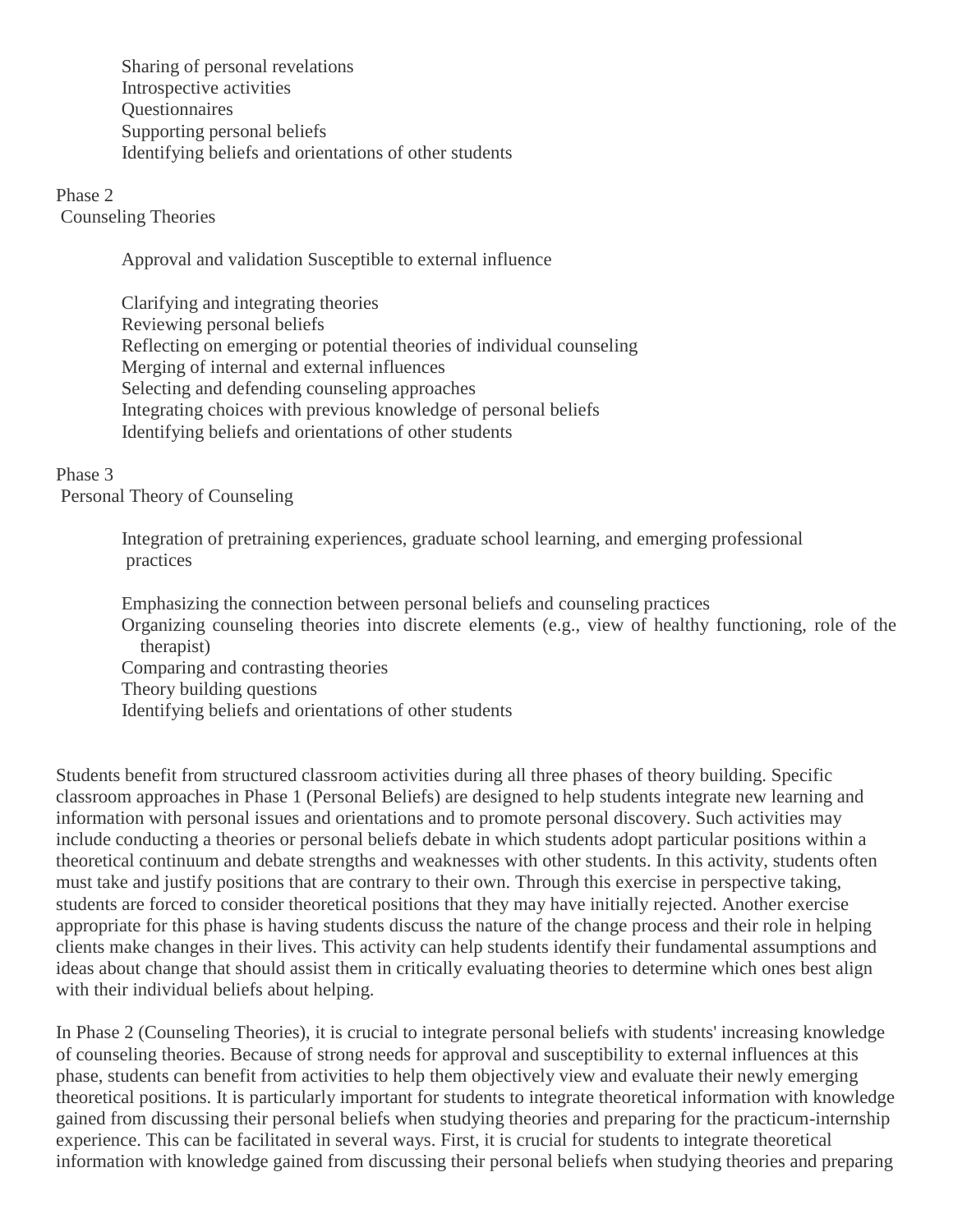Sharing of personal revelations
Introspective activities
Questionnaires
Supporting personal beliefs
Identifying beliefs and orientations of other students

Phase 2
Counseling Theories

Approval and validation Susceptible to external influence

Clarifying and integrating theories
Reviewing personal beliefs
Reflecting on emerging or potential theories of individual counseling
Merging of internal and external influences
Selecting and defending counseling approaches
Integrating choices with previous knowledge of personal beliefs
Identifying beliefs and orientations of other students

Phase 3
Personal Theory of Counseling

Integration of pretraining experiences, graduate school learning, and emerging professional practices

Emphasizing the connection between personal beliefs and counseling practices
Organizing counseling theories into discrete elements (e.g., view of healthy functioning, role of the therapist)
Comparing and contrasting theories
Theory building questions
Identifying beliefs and orientations of other students

Students benefit from structured classroom activities during all three phases of theory building. Specific classroom approaches in Phase 1 (Personal Beliefs) are designed to help students integrate new learning and information with personal issues and orientations and to promote personal discovery. Such activities may include conducting a theories or personal beliefs debate in which students adopt particular positions within a theoretical continuum and debate strengths and weaknesses with other students. In this activity, students often must take and justify positions that are contrary to their own. Through this exercise in perspective taking, students are forced to consider theoretical positions that they may have initially rejected. Another exercise appropriate for this phase is having students discuss the nature of the change process and their role in helping clients make changes in their lives. This activity can help students identify their fundamental assumptions and ideas about change that should assist them in critically evaluating theories to determine which ones best align with their individual beliefs about helping.

In Phase 2 (Counseling Theories), it is crucial to integrate personal beliefs with students' increasing knowledge of counseling theories. Because of strong needs for approval and susceptibility to external influences at this phase, students can benefit from activities to help them objectively view and evaluate their newly emerging theoretical positions. It is particularly important for students to integrate theoretical information with knowledge gained from discussing their personal beliefs when studying theories and preparing for the practicum-internship experience. This can be facilitated in several ways. First, it is crucial for students to integrate theoretical information with knowledge gained from discussing their personal beliefs when studying theories and preparing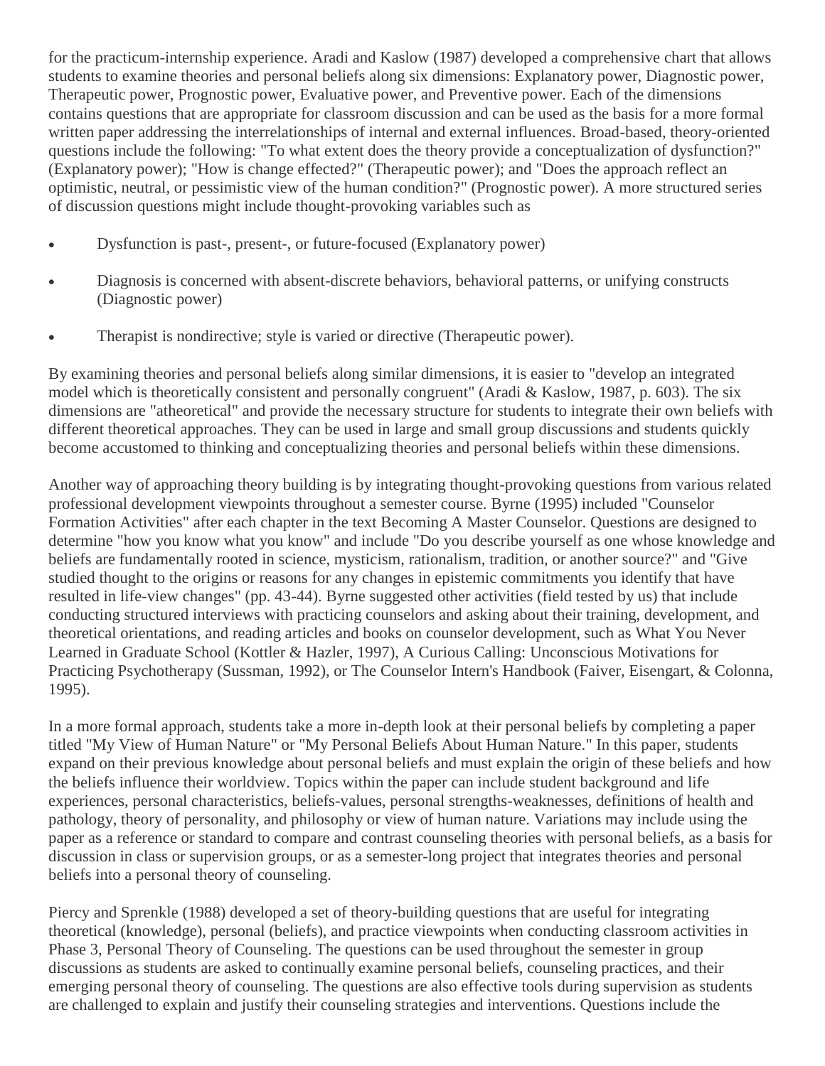for the practicum-internship experience. Aradi and Kaslow (1987) developed a comprehensive chart that allows students to examine theories and personal beliefs along six dimensions: Explanatory power, Diagnostic power, Therapeutic power, Prognostic power, Evaluative power, and Preventive power. Each of the dimensions contains questions that are appropriate for classroom discussion and can be used as the basis for a more formal written paper addressing the interrelationships of internal and external influences. Broad-based, theory-oriented questions include the following: "To what extent does the theory provide a conceptualization of dysfunction?" (Explanatory power); "How is change effected?" (Therapeutic power); and "Does the approach reflect an optimistic, neutral, or pessimistic view of the human condition?" (Prognostic power). A more structured series of discussion questions might include thought-provoking variables such as

- Dysfunction is past-, present-, or future-focused (Explanatory power)
- Diagnosis is concerned with absent-discrete behaviors, behavioral patterns, or unifying constructs (Diagnostic power)
- Therapist is nondirective; style is varied or directive (Therapeutic power).

By examining theories and personal beliefs along similar dimensions, it is easier to "develop an integrated model which is theoretically consistent and personally congruent" (Aradi & Kaslow, 1987, p. 603). The six dimensions are "atheoretical" and provide the necessary structure for students to integrate their own beliefs with different theoretical approaches. They can be used in large and small group discussions and students quickly become accustomed to thinking and conceptualizing theories and personal beliefs within these dimensions.

Another way of approaching theory building is by integrating thought-provoking questions from various related professional development viewpoints throughout a semester course. Byrne (1995) included "Counselor Formation Activities" after each chapter in the text Becoming A Master Counselor. Questions are designed to determine "how you know what you know" and include "Do you describe yourself as one whose knowledge and beliefs are fundamentally rooted in science, mysticism, rationalism, tradition, or another source?" and "Give studied thought to the origins or reasons for any changes in epistemic commitments you identify that have resulted in life-view changes" (pp. 43-44). Byrne suggested other activities (field tested by us) that include conducting structured interviews with practicing counselors and asking about their training, development, and theoretical orientations, and reading articles and books on counselor development, such as What You Never Learned in Graduate School (Kottler & Hazler, 1997), A Curious Calling: Unconscious Motivations for Practicing Psychotherapy (Sussman, 1992), or The Counselor Intern's Handbook (Faiver, Eisengart, & Colonna, 1995).

In a more formal approach, students take a more in-depth look at their personal beliefs by completing a paper titled "My View of Human Nature" or "My Personal Beliefs About Human Nature." In this paper, students expand on their previous knowledge about personal beliefs and must explain the origin of these beliefs and how the beliefs influence their worldview. Topics within the paper can include student background and life experiences, personal characteristics, beliefs-values, personal strengths-weaknesses, definitions of health and pathology, theory of personality, and philosophy or view of human nature. Variations may include using the paper as a reference or standard to compare and contrast counseling theories with personal beliefs, as a basis for discussion in class or supervision groups, or as a semester-long project that integrates theories and personal beliefs into a personal theory of counseling.

Piercy and Sprenkle (1988) developed a set of theory-building questions that are useful for integrating theoretical (knowledge), personal (beliefs), and practice viewpoints when conducting classroom activities in Phase 3, Personal Theory of Counseling. The questions can be used throughout the semester in group discussions as students are asked to continually examine personal beliefs, counseling practices, and their emerging personal theory of counseling. The questions are also effective tools during supervision as students are challenged to explain and justify their counseling strategies and interventions. Questions include the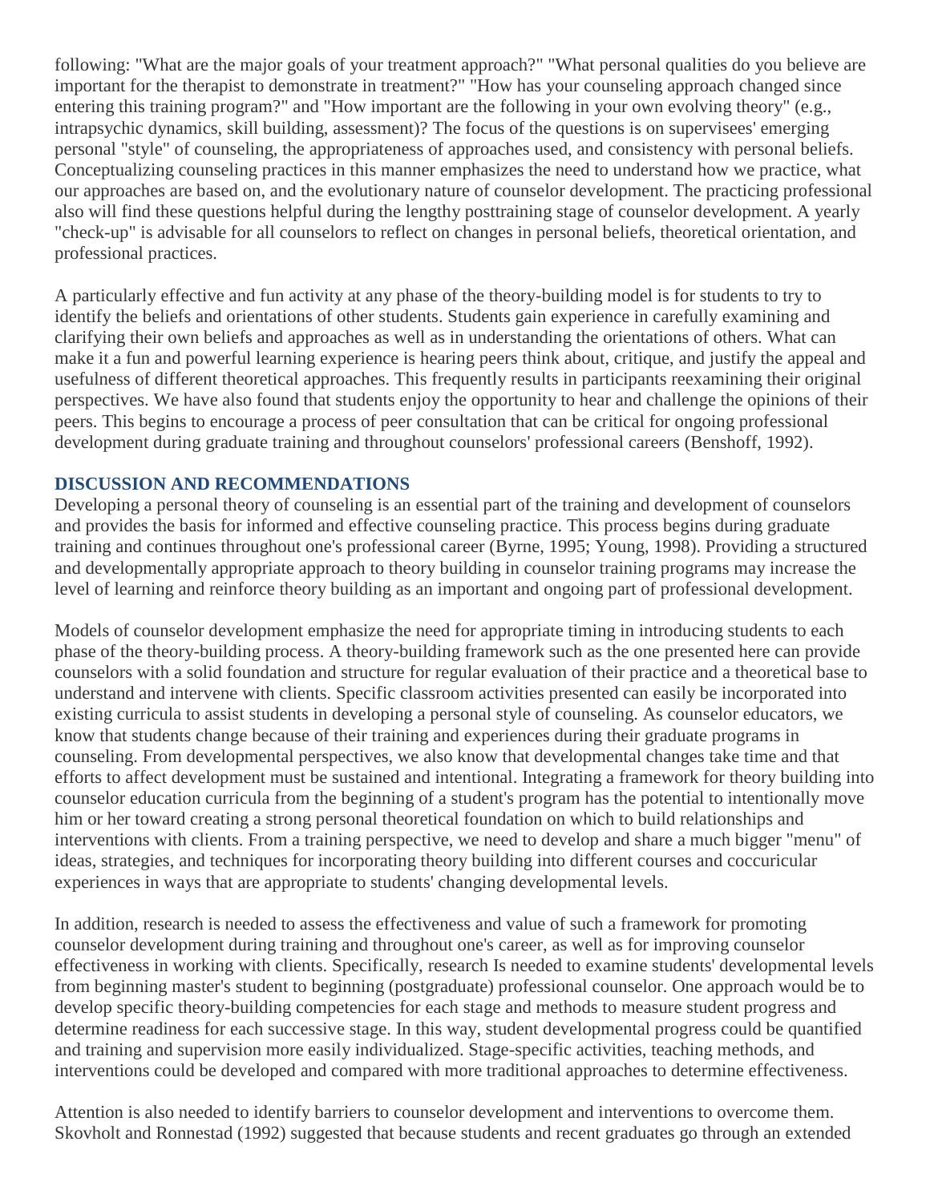following: "What are the major goals of your treatment approach?" "What personal qualities do you believe are important for the therapist to demonstrate in treatment?" "How has your counseling approach changed since entering this training program?" and "How important are the following in your own evolving theory" (e.g., intrapsychic dynamics, skill building, assessment)? The focus of the questions is on supervisees' emerging personal "style" of counseling, the appropriateness of approaches used, and consistency with personal beliefs. Conceptualizing counseling practices in this manner emphasizes the need to understand how we practice, what our approaches are based on, and the evolutionary nature of counselor development. The practicing professional also will find these questions helpful during the lengthy posttraining stage of counselor development. A yearly "check-up" is advisable for all counselors to reflect on changes in personal beliefs, theoretical orientation, and professional practices.

A particularly effective and fun activity at any phase of the theory-building model is for students to try to identify the beliefs and orientations of other students. Students gain experience in carefully examining and clarifying their own beliefs and approaches as well as in understanding the orientations of others. What can make it a fun and powerful learning experience is hearing peers think about, critique, and justify the appeal and usefulness of different theoretical approaches. This frequently results in participants reexamining their original perspectives. We have also found that students enjoy the opportunity to hear and challenge the opinions of their peers. This begins to encourage a process of peer consultation that can be critical for ongoing professional development during graduate training and throughout counselors' professional careers (Benshoff, 1992).

## DISCUSSION AND RECOMMENDATIONS

Developing a personal theory of counseling is an essential part of the training and development of counselors and provides the basis for informed and effective counseling practice. This process begins during graduate training and continues throughout one's professional career (Byrne, 1995; Young, 1998). Providing a structured and developmentally appropriate approach to theory building in counselor training programs may increase the level of learning and reinforce theory building as an important and ongoing part of professional development.

Models of counselor development emphasize the need for appropriate timing in introducing students to each phase of the theory-building process. A theory-building framework such as the one presented here can provide counselors with a solid foundation and structure for regular evaluation of their practice and a theoretical base to understand and intervene with clients. Specific classroom activities presented can easily be incorporated into existing curricula to assist students in developing a personal style of counseling. As counselor educators, we know that students change because of their training and experiences during their graduate programs in counseling. From developmental perspectives, we also know that developmental changes take time and that efforts to affect development must be sustained and intentional. Integrating a framework for theory building into counselor education curricula from the beginning of a student's program has the potential to intentionally move him or her toward creating a strong personal theoretical foundation on which to build relationships and interventions with clients. From a training perspective, we need to develop and share a much bigger "menu" of ideas, strategies, and techniques for incorporating theory building into different courses and coccuricular experiences in ways that are appropriate to students' changing developmental levels.

In addition, research is needed to assess the effectiveness and value of such a framework for promoting counselor development during training and throughout one's career, as well as for improving counselor effectiveness in working with clients. Specifically, research Is needed to examine students' developmental levels from beginning master's student to beginning (postgraduate) professional counselor. One approach would be to develop specific theory-building competencies for each stage and methods to measure student progress and determine readiness for each successive stage. In this way, student developmental progress could be quantified and training and supervision more easily individualized. Stage-specific activities, teaching methods, and interventions could be developed and compared with more traditional approaches to determine effectiveness.

Attention is also needed to identify barriers to counselor development and interventions to overcome them. Skovholt and Ronnestad (1992) suggested that because students and recent graduates go through an extended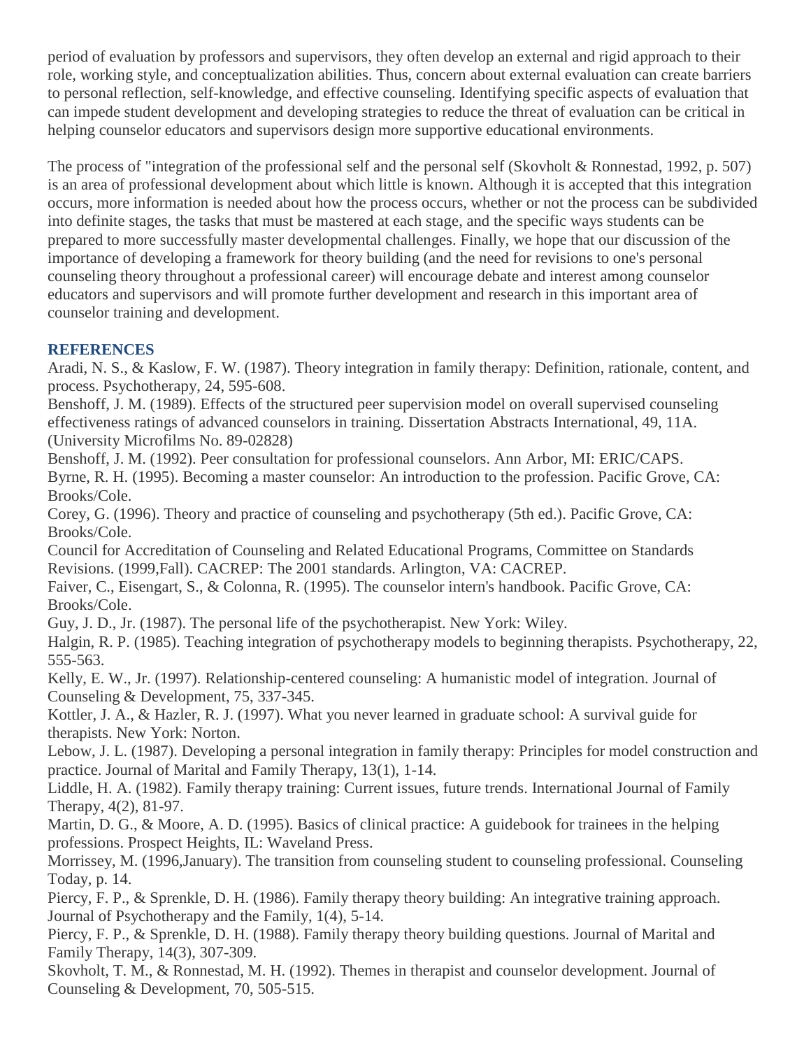period of evaluation by professors and supervisors, they often develop an external and rigid approach to their role, working style, and conceptualization abilities. Thus, concern about external evaluation can create barriers to personal reflection, self-knowledge, and effective counseling. Identifying specific aspects of evaluation that can impede student development and developing strategies to reduce the threat of evaluation can be critical in helping counselor educators and supervisors design more supportive educational environments.

The process of "integration of the professional self and the personal self (Skovholt & Ronnestad, 1992, p. 507) is an area of professional development about which little is known. Although it is accepted that this integration occurs, more information is needed about how the process occurs, whether or not the process can be subdivided into definite stages, the tasks that must be mastered at each stage, and the specific ways students can be prepared to more successfully master developmental challenges. Finally, we hope that our discussion of the importance of developing a framework for theory building (and the need for revisions to one's personal counseling theory throughout a professional career) will encourage debate and interest among counselor educators and supervisors and will promote further development and research in this important area of counselor training and development.

## REFERENCES

Aradi, N. S., & Kaslow, F. W. (1987). Theory integration in family therapy: Definition, rationale, content, and process. Psychotherapy, 24, 595-608.

Benshoff, J. M. (1989). Effects of the structured peer supervision model on overall supervised counseling effectiveness ratings of advanced counselors in training. Dissertation Abstracts International, 49, 11A. (University Microfilms No. 89-02828)

Benshoff, J. M. (1992). Peer consultation for professional counselors. Ann Arbor, MI: ERIC/CAPS.

Byrne, R. H. (1995). Becoming a master counselor: An introduction to the profession. Pacific Grove, CA: Brooks/Cole.

Corey, G. (1996). Theory and practice of counseling and psychotherapy (5th ed.). Pacific Grove, CA: Brooks/Cole.

Council for Accreditation of Counseling and Related Educational Programs, Committee on Standards Revisions. (1999,Fall). CACREP: The 2001 standards. Arlington, VA: CACREP.

Faiver, C., Eisengart, S., & Colonna, R. (1995). The counselor intern's handbook. Pacific Grove, CA: Brooks/Cole.

Guy, J. D., Jr. (1987). The personal life of the psychotherapist. New York: Wiley.

Halgin, R. P. (1985). Teaching integration of psychotherapy models to beginning therapists. Psychotherapy, 22, 555-563.

Kelly, E. W., Jr. (1997). Relationship-centered counseling: A humanistic model of integration. Journal of Counseling & Development, 75, 337-345.

Kottler, J. A., & Hazler, R. J. (1997). What you never learned in graduate school: A survival guide for therapists. New York: Norton.

Lebow, J. L. (1987). Developing a personal integration in family therapy: Principles for model construction and practice. Journal of Marital and Family Therapy, 13(1), 1-14.

Liddle, H. A. (1982). Family therapy training: Current issues, future trends. International Journal of Family Therapy, 4(2), 81-97.

Martin, D. G., & Moore, A. D. (1995). Basics of clinical practice: A guidebook for trainees in the helping professions. Prospect Heights, IL: Waveland Press.

Morrissey, M. (1996,January). The transition from counseling student to counseling professional. Counseling Today, p. 14.

Piercy, F. P., & Sprenkle, D. H. (1986). Family therapy theory building: An integrative training approach. Journal of Psychotherapy and the Family, 1(4), 5-14.

Piercy, F. P., & Sprenkle, D. H. (1988). Family therapy theory building questions. Journal of Marital and Family Therapy, 14(3), 307-309.

Skovholt, T. M., & Ronnestad, M. H. (1992). Themes in therapist and counselor development. Journal of Counseling & Development, 70, 505-515.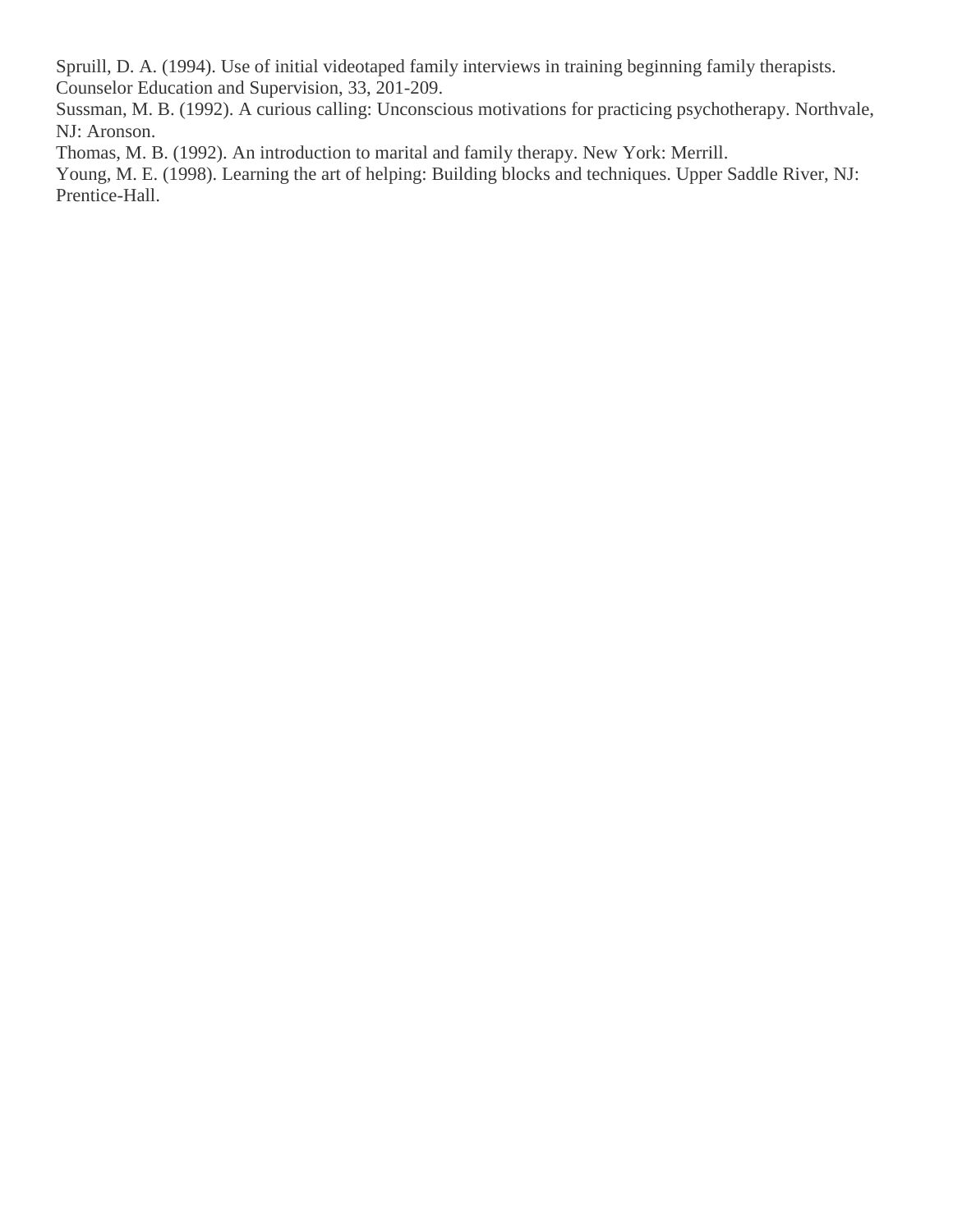Spruill, D. A. (1994). Use of initial videotaped family interviews in training beginning family therapists. Counselor Education and Supervision, 33, 201-209.

Sussman, M. B. (1992). A curious calling: Unconscious motivations for practicing psychotherapy. Northvale, NJ: Aronson.

Thomas, M. B. (1992). An introduction to marital and family therapy. New York: Merrill.

Young, M. E. (1998). Learning the art of helping: Building blocks and techniques. Upper Saddle River, NJ: Prentice-Hall.